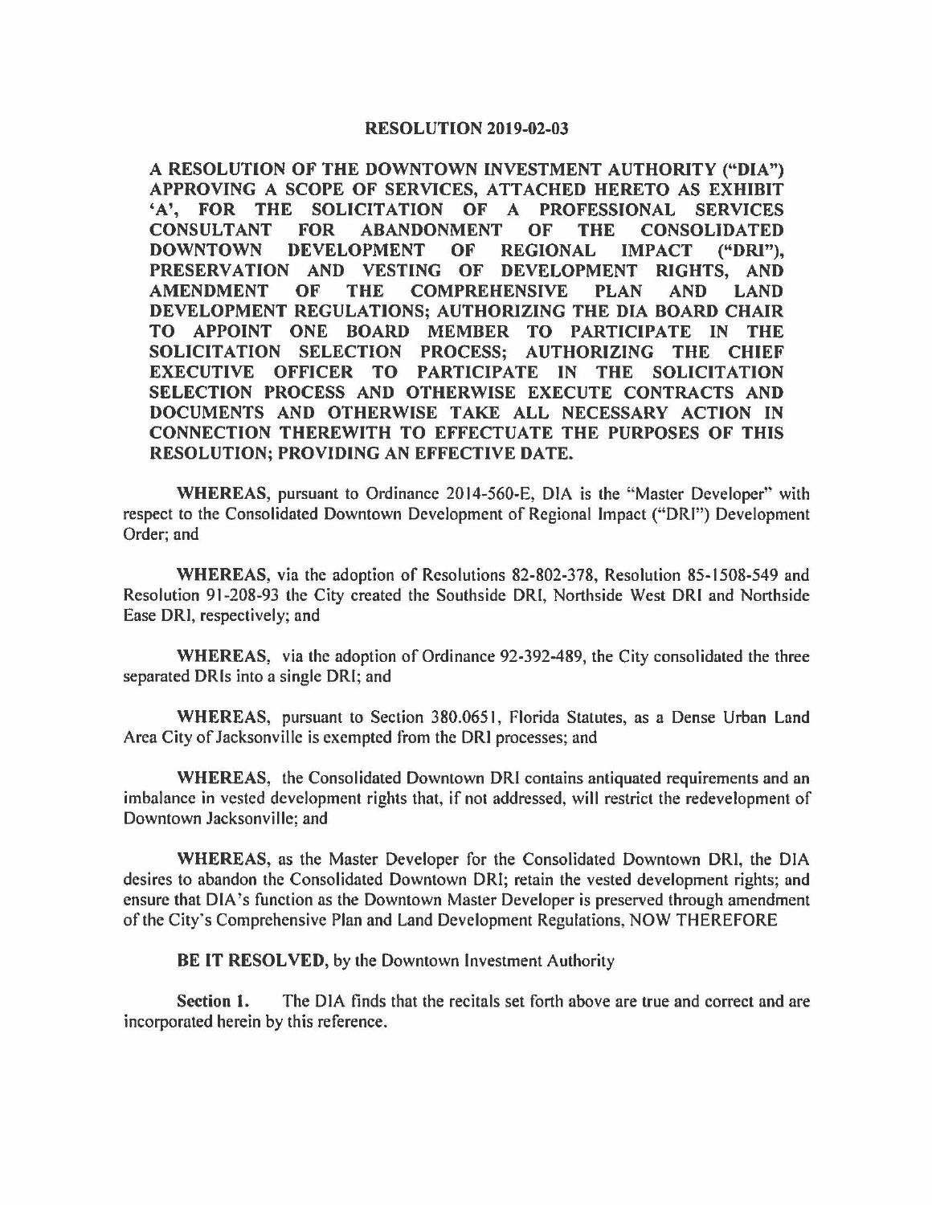# RESOLUTION 2019-02-03

**A RESOLUTION OF THE DOWNTOWN INVESTMENT AUTHORITY ("DIA") APPROVING A SCOPE OF SERVICES, ATTACHED HERETO AS EXHIBIT 'A', FOR THE SOLICITATION OF A PROFESSIONAL SERVICES CONSULTANT FOR ABANDONMENT OF THE CONSOLIDATED DOWNTOWN DEVELOPMENT OF REGIONAL IMPACT ("DRI"), PRESERVATION AND VESTING OF DEVELOPMENT RIGHTS, AND AMENDMENT OF THE COMPREHENSIVE PLAN AND LAND DEVELOPMENT REGULATIONS; AUTHORIZING THE DIA BOARD CHAIR TO APPOINT ONE BOARD MEMBER TO PARTICIPATE IN THE SOLICITATION SELECTION PROCESS; AUTHORIZING THE CHIEF EXECUTIVE OFFICER TO PARTICIPATE IN THE SOLICITATION SELECTION PROCESS AND OTHERWISE EXECUTE CONTRACTS AND DOCUMENTS AND OTHERWISE TAKE ALL NECESSARY ACTION IN CONNECTION THEREWITH TO EFFECTUATE THE PURPOSES OF THIS RESOLUTION; PROVIDING AN EFFECTIVE DATE.**

**WHEREAS,** pursuant to Ordinance 2014-560-E, DIA is the "Master Developer" with respect to the Consolidated Downtown Development of Regional Impact ("DRI") Development Order; and

**WHEREAS,** via the adoption of Resolutions 82-802-378, Resolution 85-1508-549 and Resolution 91-208-93 the City created the Southside DRI, Northside West DRI and Northside Ease DRI, respectively; and

**WHEREAS,** via the adoption of Ordinance 92-392-489, the City consolidated the three separated DRIs into a single DRI; and

**WHEREAS,** pursuant to Section 380.0651, Florida Statutes, as a Dense Urban Land Area City of Jacksonville is exempted from the DRI processes; and

**WHEREAS,** the Consolidated Downtown DRI contains antiquated requirements and an imbalance in vested development rights that, if not addressed, will restrict the redevelopment of Downtown Jacksonville; and

**WHEREAS,** as the Master Developer for the Consolidated Downtown DRI, the DIA desires to abandon the Consolidated Downtown DRI; retain the vested development rights; and ensure that DIA's function as the Downtown Master Developer is preserved through amendment of the City's Comprehensive Plan and Land Development Regulations, NOW THEREFORE

**BE IT RESOLVED,** by the Downtown Investment Authority

**Section 1.** The DIA finds that the recitals set forth above are true and correct and are incorporated herein by this reference.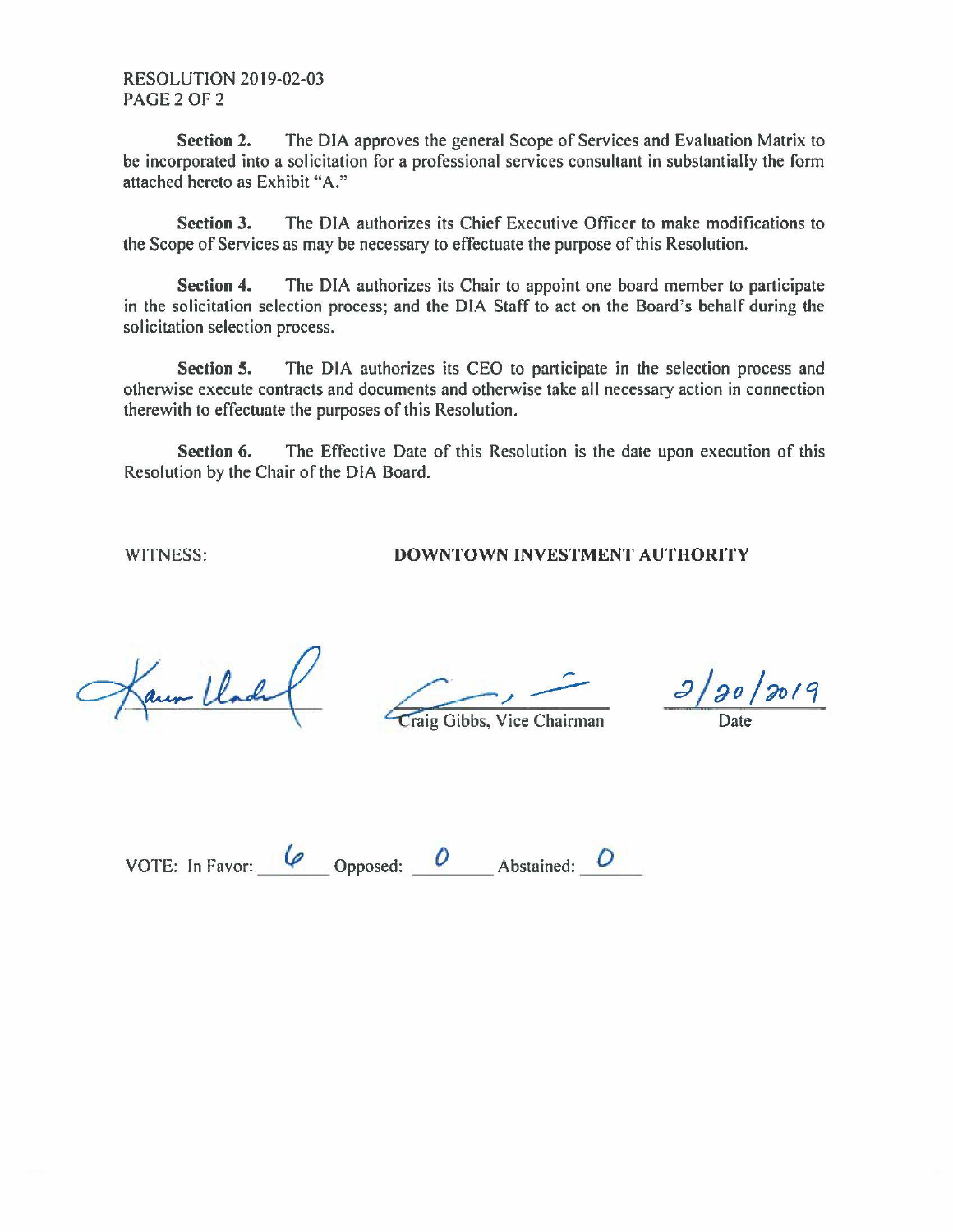RESOLUTION 2019-02-03

**Section 2.** The DIA approves the general Scope of Services and Evaluation Matrix to be incorporated into a solicitation for a professional services consultant in substantially the form attached hereto as Exhibit "A."

**Section 3.** The DIA authorizes its Chief Executive Officer to make modifications to the Scope of Services as may be necessary to effectuate the purpose of this Resolution.

**Section 4.** The DIA authorizes its Chair to appoint one board member to participate in the solicitation selection process; and the DIA Staff to act on the Board's behalf during the solicitation selection process.

**Section 5.** The DIA authorizes its CEO to participate in the selection process and otherwise execute contracts and documents and otherwise take all necessary action in connection therewith to effectuate the purposes of this Resolution.

**Section 6.** The Effective Date of this Resolution is the date upon execution of this Resolution by the Chair of the DIA Board.

WITNESS: **DOWNTOWN INVESTMENT AUTHORITY**

Craig Gibbs, Vice Chairman

2/20/2019
Date

VOTE: In Favor: 6 Opposed: 0 Abstained: 0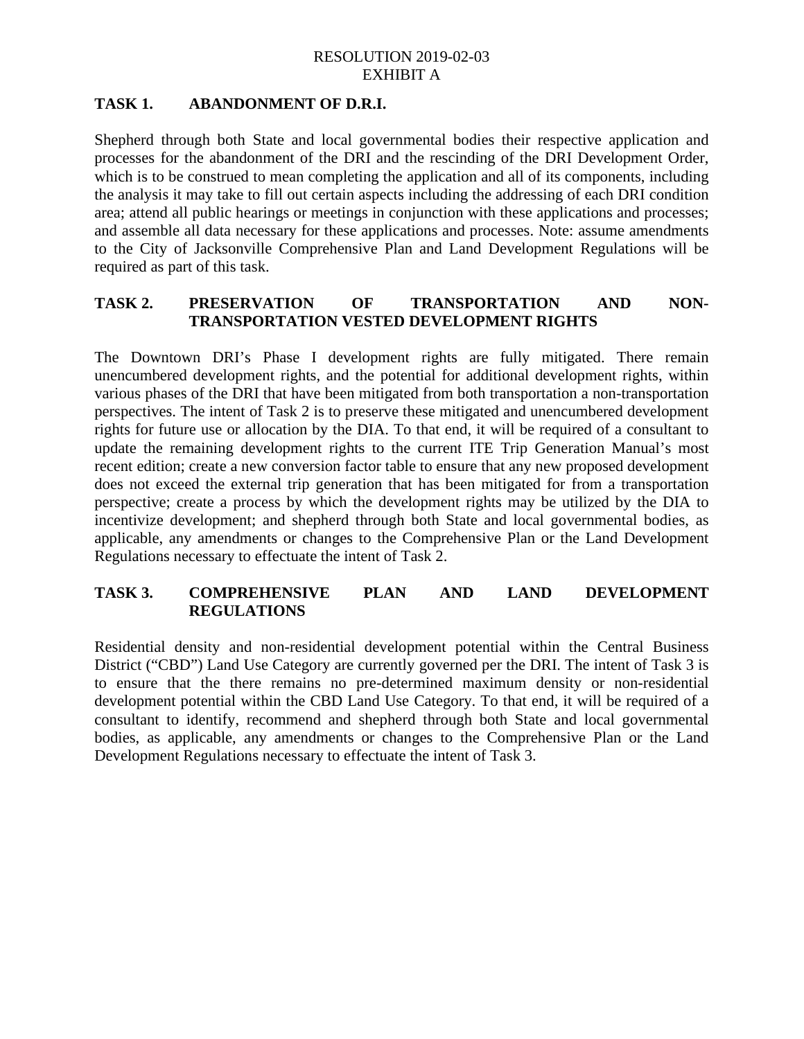RESOLUTION 2019-02-03
EXHIBIT A

**TASK 1. ABANDONMENT OF D.R.I.**

Shepherd through both State and local governmental bodies their respective application and processes for the abandonment of the DRI and the rescinding of the DRI Development Order, which is to be construed to mean completing the application and all of its components, including the analysis it may take to fill out certain aspects including the addressing of each DRI condition area; attend all public hearings or meetings in conjunction with these applications and processes; and assemble all data necessary for these applications and processes. Note: assume amendments to the City of Jacksonville Comprehensive Plan and Land Development Regulations will be required as part of this task.

**TASK 2. PRESERVATION OF TRANSPORTATION AND NON-TRANSPORTATION VESTED DEVELOPMENT RIGHTS**

The Downtown DRI's Phase I development rights are fully mitigated. There remain unencumbered development rights, and the potential for additional development rights, within various phases of the DRI that have been mitigated from both transportation a non-transportation perspectives. The intent of Task 2 is to preserve these mitigated and unencumbered development rights for future use or allocation by the DIA. To that end, it will be required of a consultant to update the remaining development rights to the current ITE Trip Generation Manual's most recent edition; create a new conversion factor table to ensure that any new proposed development does not exceed the external trip generation that has been mitigated for from a transportation perspective; create a process by which the development rights may be utilized by the DIA to incentivize development; and shepherd through both State and local governmental bodies, as applicable, any amendments or changes to the Comprehensive Plan or the Land Development Regulations necessary to effectuate the intent of Task 2.

**TASK 3. COMPREHENSIVE PLAN AND LAND DEVELOPMENT REGULATIONS**

Residential density and non-residential development potential within the Central Business District ("CBD") Land Use Category are currently governed per the DRI. The intent of Task 3 is to ensure that the there remains no pre-determined maximum density or non-residential development potential within the CBD Land Use Category. To that end, it will be required of a consultant to identify, recommend and shepherd through both State and local governmental bodies, as applicable, any amendments or changes to the Comprehensive Plan or the Land Development Regulations necessary to effectuate the intent of Task 3.